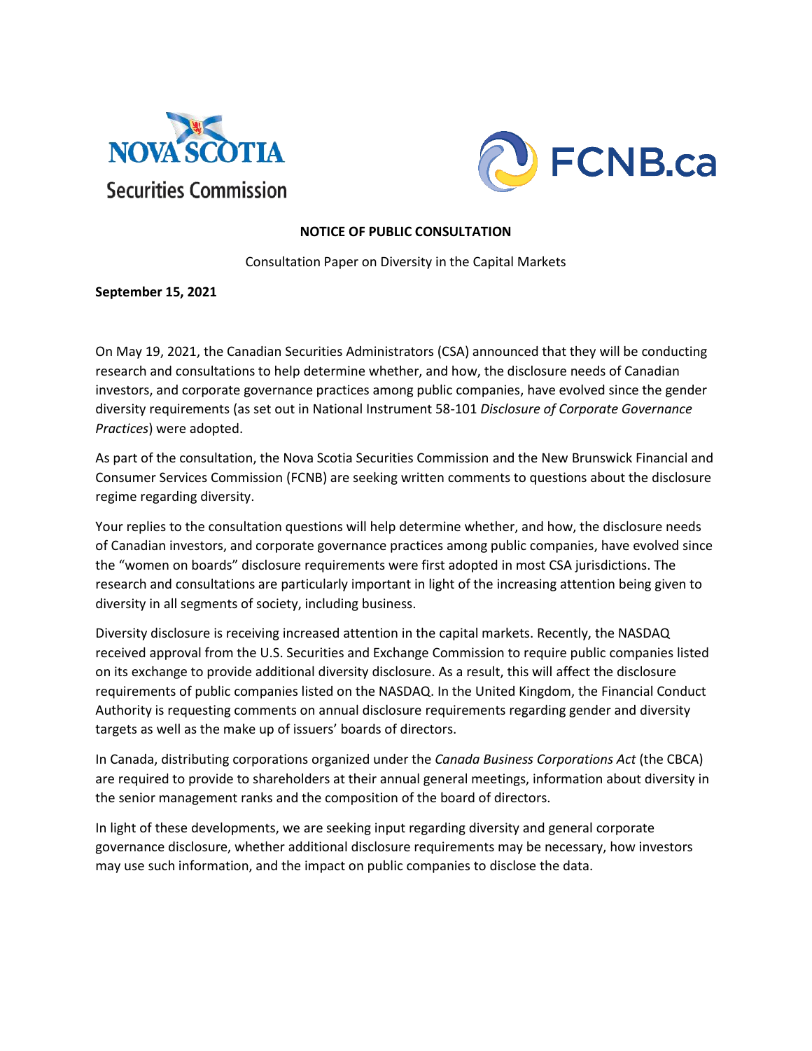# NOTICE OF PUBLIC CONSULTATION

Consultation Paper on Diversity in the Capital Markets

**September 15, 2021**

On May 19, 2021, the Canadian Securities Administrators (CSA) announced that they will be conducting research and consultations to help determine whether, and how, the disclosure needs of Canadian investors, and corporate governance practices among public companies, have evolved since the gender diversity requirements (as set out in National Instrument 58-101 *Disclosure of Corporate Governance Practices*) were adopted.

As part of the consultation, the Nova Scotia Securities Commission and the New Brunswick Financial and Consumer Services Commission (FCNB) are seeking written comments to questions about the disclosure regime regarding diversity.

Your replies to the consultation questions will help determine whether, and how, the disclosure needs of Canadian investors, and corporate governance practices among public companies, have evolved since the "women on boards" disclosure requirements were first adopted in most CSA jurisdictions. The research and consultations are particularly important in light of the increasing attention being given to diversity in all segments of society, including business.

Diversity disclosure is receiving increased attention in the capital markets. Recently, the NASDAQ received approval from the U.S. Securities and Exchange Commission to require public companies listed on its exchange to provide additional diversity disclosure. As a result, this will affect the disclosure requirements of public companies listed on the NASDAQ. In the United Kingdom, the Financial Conduct Authority is requesting comments on annual disclosure requirements regarding gender and diversity targets as well as the make up of issuers' boards of directors.

In Canada, distributing corporations organized under the *Canada Business Corporations Act* (the CBCA) are required to provide to shareholders at their annual general meetings, information about diversity in the senior management ranks and the composition of the board of directors.

In light of these developments, we are seeking input regarding diversity and general corporate governance disclosure, whether additional disclosure requirements may be necessary, how investors may use such information, and the impact on public companies to disclose the data.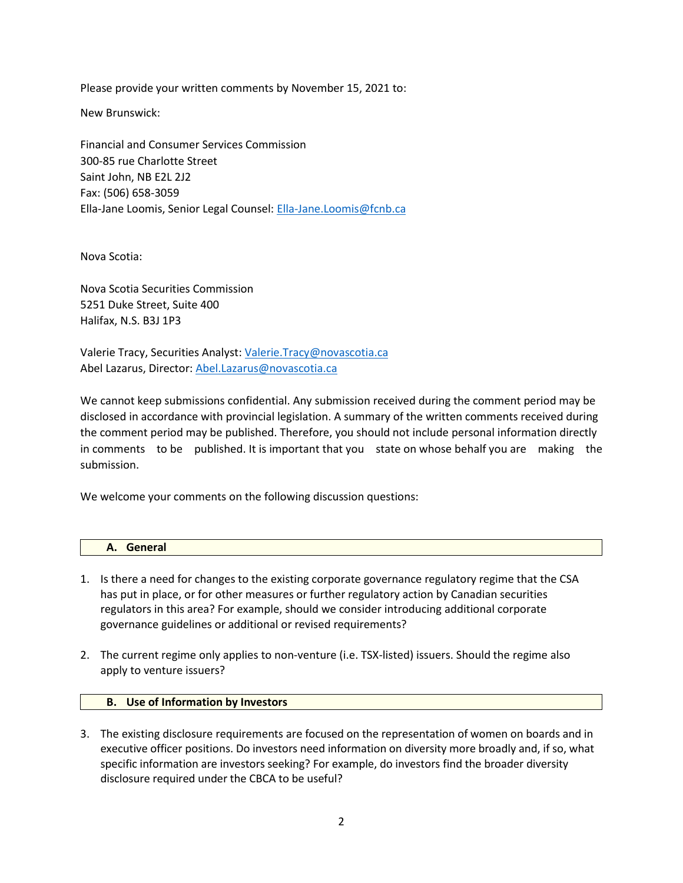Please provide your written comments by November 15, 2021 to:

New Brunswick:

Financial and Consumer Services Commission
300-85 rue Charlotte Street
Saint John, NB E2L 2J2
Fax: (506) 658-3059
Ella-Jane Loomis, Senior Legal Counsel: Ella-Jane.Loomis@fcnb.ca

Nova Scotia:

Nova Scotia Securities Commission
5251 Duke Street, Suite 400
Halifax, N.S. B3J 1P3

Valerie Tracy, Securities Analyst: Valerie.Tracy@novascotia.ca
Abel Lazarus, Director: Abel.Lazarus@novascotia.ca

We cannot keep submissions confidential. Any submission received during the comment period may be disclosed in accordance with provincial legislation. A summary of the written comments received during the comment period may be published. Therefore, you should not include personal information directly in comments to be published. It is important that you state on whose behalf you are making the submission.

We welcome your comments on the following discussion questions:

## A. General

1. Is there a need for changes to the existing corporate governance regulatory regime that the CSA has put in place, or for other measures or further regulatory action by Canadian securities regulators in this area? For example, should we consider introducing additional corporate governance guidelines or additional or revised requirements?

2. The current regime only applies to non-venture (i.e. TSX-listed) issuers. Should the regime also apply to venture issuers?

## B. Use of Information by Investors

3. The existing disclosure requirements are focused on the representation of women on boards and in executive officer positions. Do investors need information on diversity more broadly and, if so, what specific information are investors seeking? For example, do investors find the broader diversity disclosure required under the CBCA to be useful?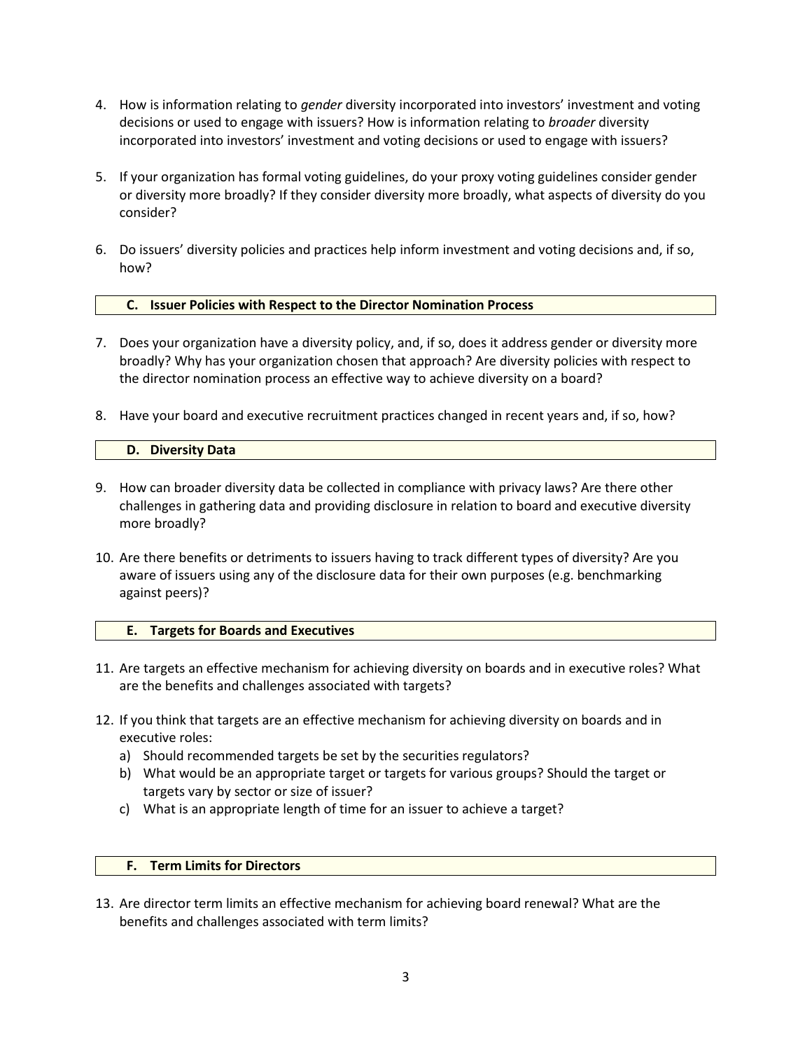4. How is information relating to *gender* diversity incorporated into investors' investment and voting decisions or used to engage with issuers? How is information relating to *broader* diversity incorporated into investors' investment and voting decisions or used to engage with issuers?

5. If your organization has formal voting guidelines, do your proxy voting guidelines consider gender or diversity more broadly? If they consider diversity more broadly, what aspects of diversity do you consider?

6. Do issuers' diversity policies and practices help inform investment and voting decisions and, if so, how?

### C. Issuer Policies with Respect to the Director Nomination Process

7. Does your organization have a diversity policy, and, if so, does it address gender or diversity more broadly? Why has your organization chosen that approach? Are diversity policies with respect to the director nomination process an effective way to achieve diversity on a board?

8. Have your board and executive recruitment practices changed in recent years and, if so, how?

### D. Diversity Data

9. How can broader diversity data be collected in compliance with privacy laws? Are there other challenges in gathering data and providing disclosure in relation to board and executive diversity more broadly?

10. Are there benefits or detriments to issuers having to track different types of diversity? Are you aware of issuers using any of the disclosure data for their own purposes (e.g. benchmarking against peers)?

### E. Targets for Boards and Executives

11. Are targets an effective mechanism for achieving diversity on boards and in executive roles? What are the benefits and challenges associated with targets?

12. If you think that targets are an effective mechanism for achieving diversity on boards and in executive roles:
    a) Should recommended targets be set by the securities regulators?
    b) What would be an appropriate target or targets for various groups? Should the target or targets vary by sector or size of issuer?
    c) What is an appropriate length of time for an issuer to achieve a target?

### F. Term Limits for Directors

13. Are director term limits an effective mechanism for achieving board renewal? What are the benefits and challenges associated with term limits?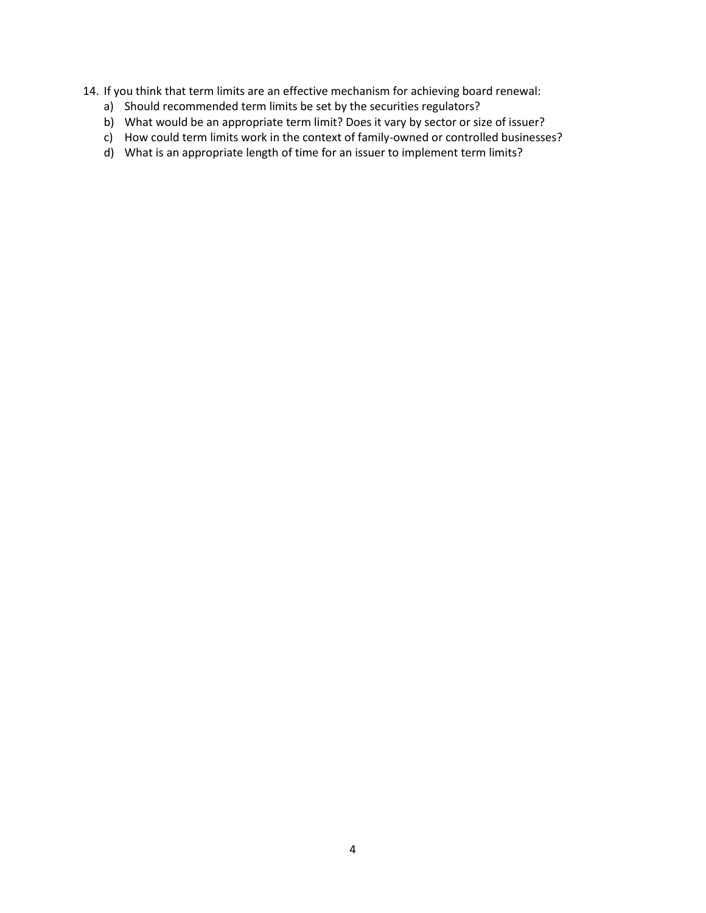14. If you think that term limits are an effective mechanism for achieving board renewal:
    a) Should recommended term limits be set by the securities regulators?
    b) What would be an appropriate term limit? Does it vary by sector or size of issuer?
    c) How could term limits work in the context of family-owned or controlled businesses?
    d) What is an appropriate length of time for an issuer to implement term limits?